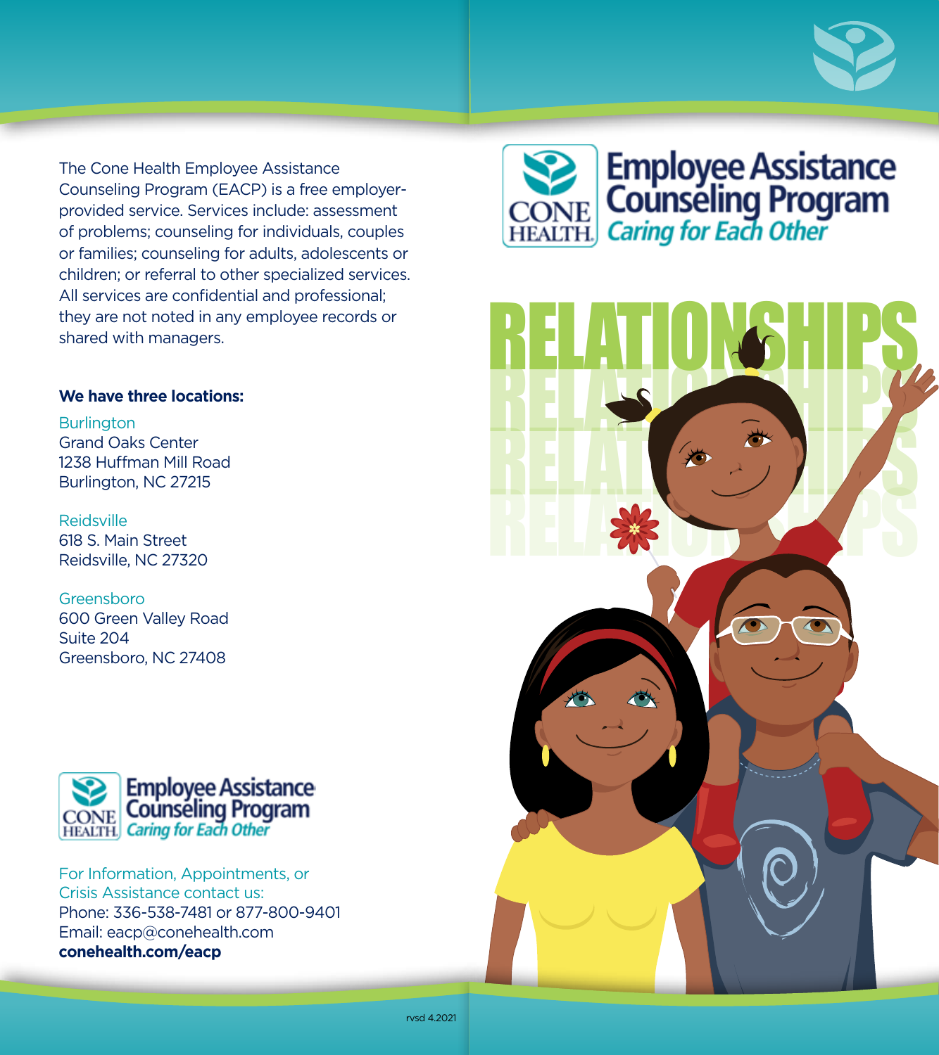The Cone Health Employee Assistance Counseling Program (EACP) is a free employer-provided service. Services include: assessment of problems; counseling for individuals, couples or families; counseling for adults, adolescents or children; or referral to other specialized services. All services are confidential and professional; they are not noted in any employee records or shared with managers.

**We have three locations:**

Burlington
Grand Oaks Center
1238 Huffman Mill Road
Burlington, NC 27215

Reidsville
618 S. Main Street
Reidsville, NC 27320

Greensboro
600 Green Valley Road
Suite 204
Greensboro, NC 27408

CONE HEALTH
Employee Assistance Counseling Program
*Caring for Each Other*

For Information, Appointments, or Crisis Assistance contact us:
Phone: 336-538-7481 or 877-800-9401
Email: eacp@conehealth.com
**conehealth.com/eacp**

rvsd 4.2021

CONE HEALTH

# Employee Assistance Counseling Program

*Caring for Each Other*

# RELATIONSHIPS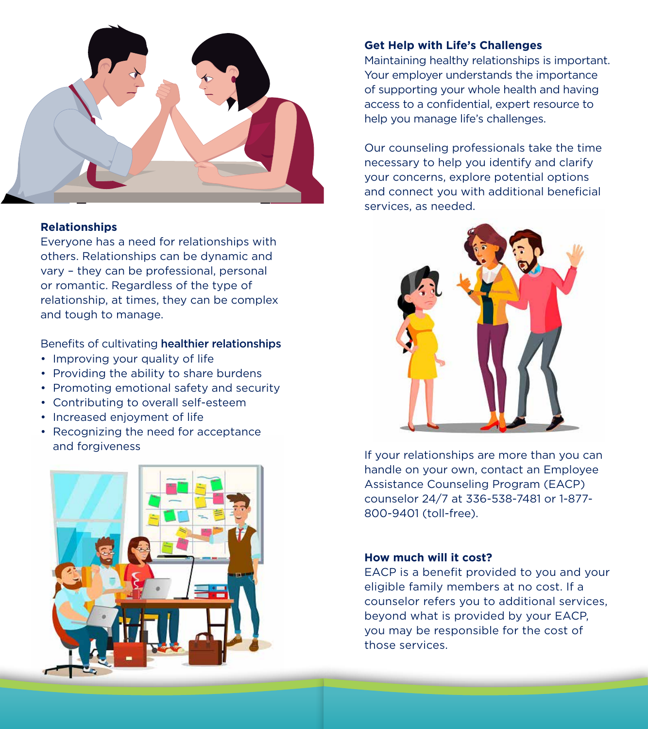### Relationships

Everyone has a need for relationships with others. Relationships can be dynamic and vary – they can be professional, personal or romantic. Regardless of the type of relationship, at times, they can be complex and tough to manage.

Benefits of cultivating **healthier relationships**

- Improving your quality of life
- Providing the ability to share burdens
- Promoting emotional safety and security
- Contributing to overall self-esteem
- Increased enjoyment of life
- Recognizing the need for acceptance and forgiveness

### Get Help with Life's Challenges

Maintaining healthy relationships is important. Your employer understands the importance of supporting your whole health and having access to a confidential, expert resource to help you manage life's challenges.

Our counseling professionals take the time necessary to help you identify and clarify your concerns, explore potential options and connect you with additional beneficial services, as needed.

If your relationships are more than you can handle on your own, contact an Employee Assistance Counseling Program (EACP) counselor 24/7 at 336-538-7481 or 1-877-800-9401 (toll-free).

### How much will it cost?

EACP is a benefit provided to you and your eligible family members at no cost. If a counselor refers you to additional services, beyond what is provided by your EACP, you may be responsible for the cost of those services.